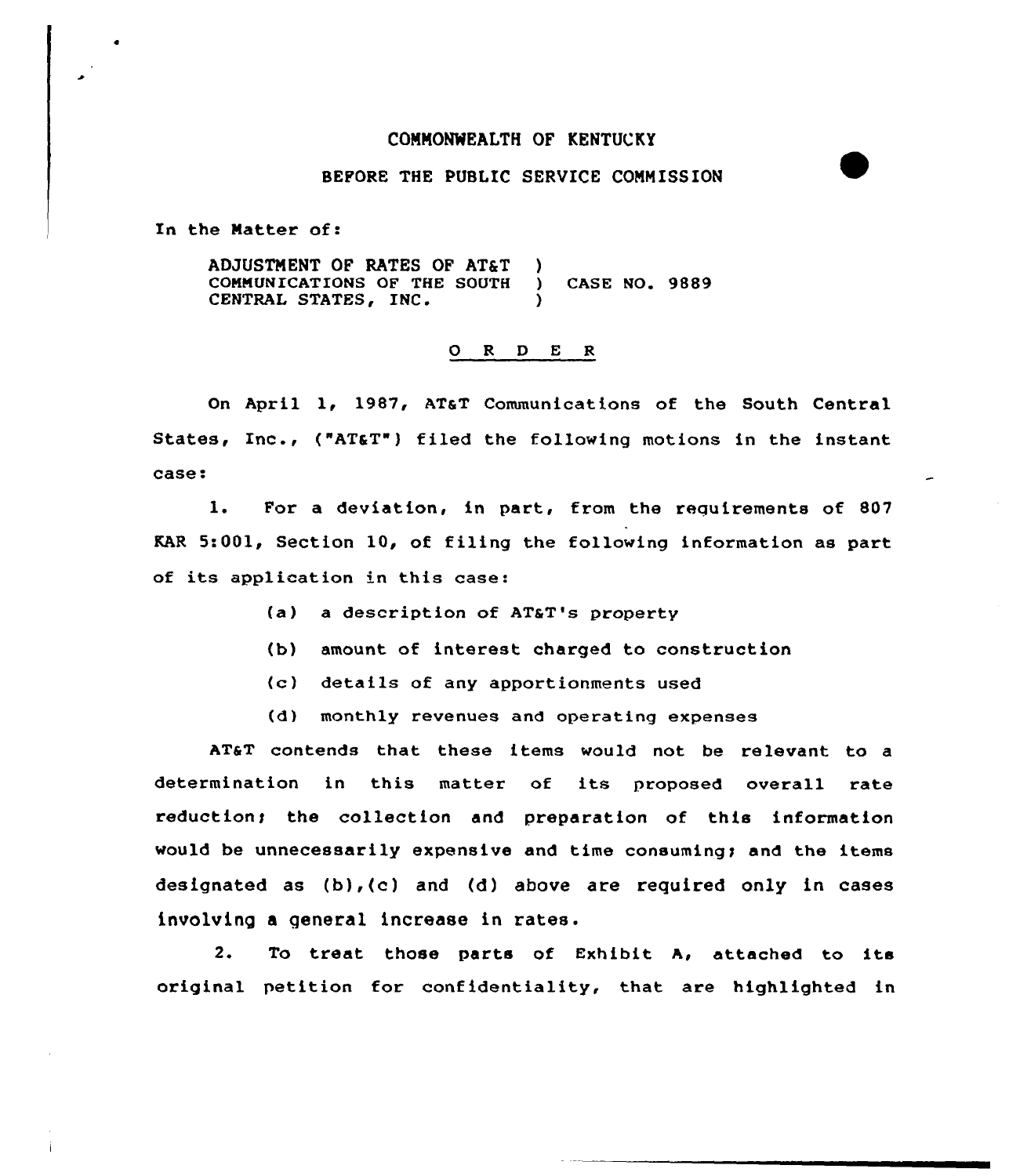COMMONWEALTH OF KENTUCKY

BEFORE THE PUBLIC SERVICE COMMISSION

In the Matter of:

ADJUSTMENT OF RATES OF AT&T COMMUNICATIONS OF THE SOUTH CENTRAL STATES, INC. ) CASE NO. 9889

O R D E R

On April 1, 1987, AT&T Communications of the South Central States, Inc., ("AT&T") filed the following motions in the instant case:

1. For a deviation, in part, from the requirements of 807 KAR 5:001, Section 10, of filing the following information as part of its application in this case:

   (a) a description of AT&T's property

   (b) amount of interest charged to construction

   (c) details of any apportionments used

   (d) monthly revenues and operating expenses

AT&T contends that these items would not be relevant to a determination in this matter of its proposed overall rate reduction; the collection and preparation of this information would be unnecessarily expensive and time consuming; and the items designated as (b),(c) and (d) above are required only in cases involving a general increase in rates.

2. To treat those parts of Exhibit A, attached to its original petition for confidentiality, that are highlighted in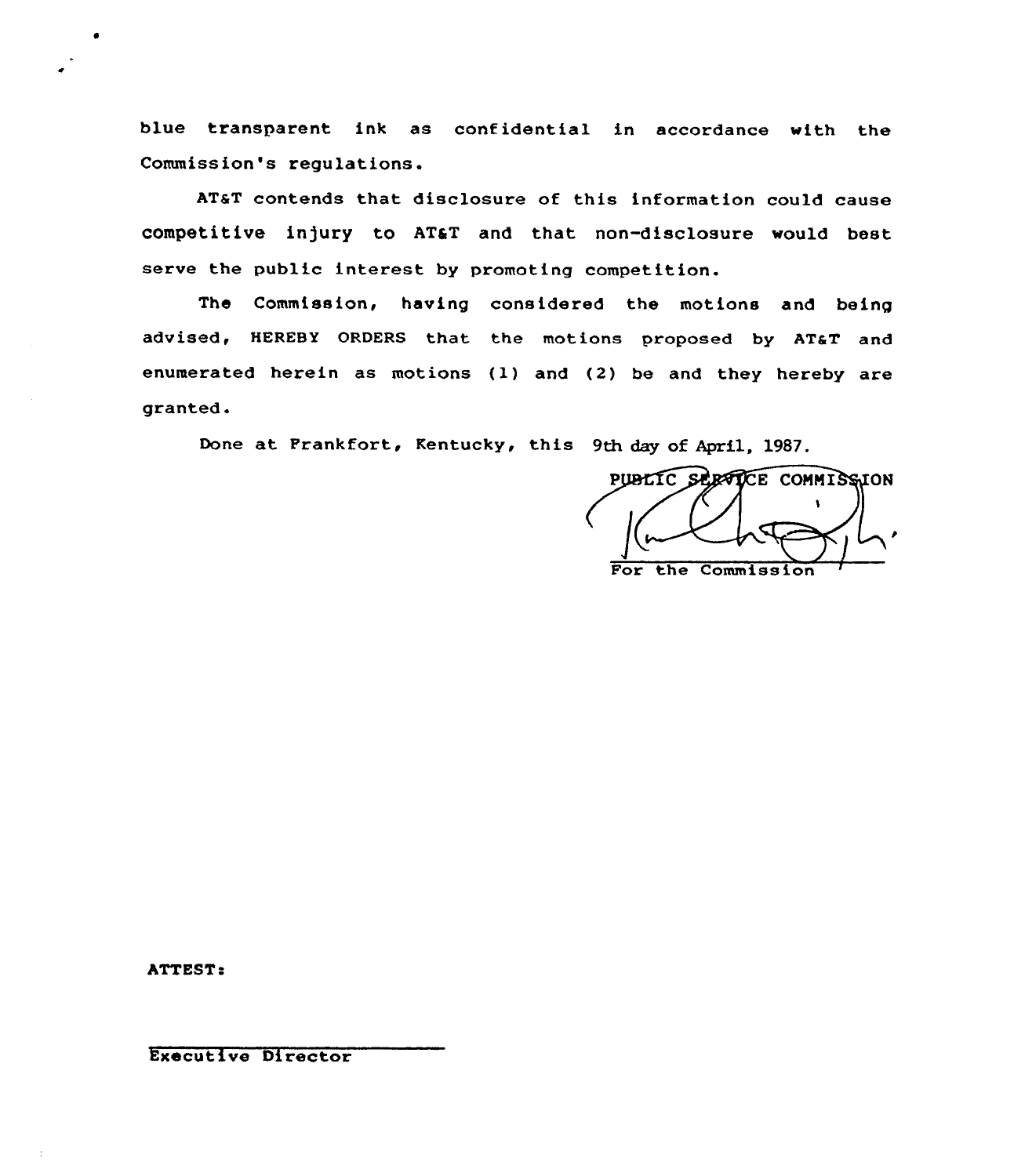blue transparent ink as confidential in accordance with the Commission's regulations.

AT&T contends that disclosure of this information could cause competitive injury to AT&T and that non-disclosure would best serve the public interest by promoting competition.

The Commission, having considered the motions and being advised, HEREBY ORDERS that the motions proposed by AT&T and enumerated herein as motions (1) and (2) be and they hereby are granted.

Done at Frankfort, Kentucky, this 9th day of April, 1987.

PUBLIC SERVICE COMMISSION

For the Commission

ATTEST:

Executive Director